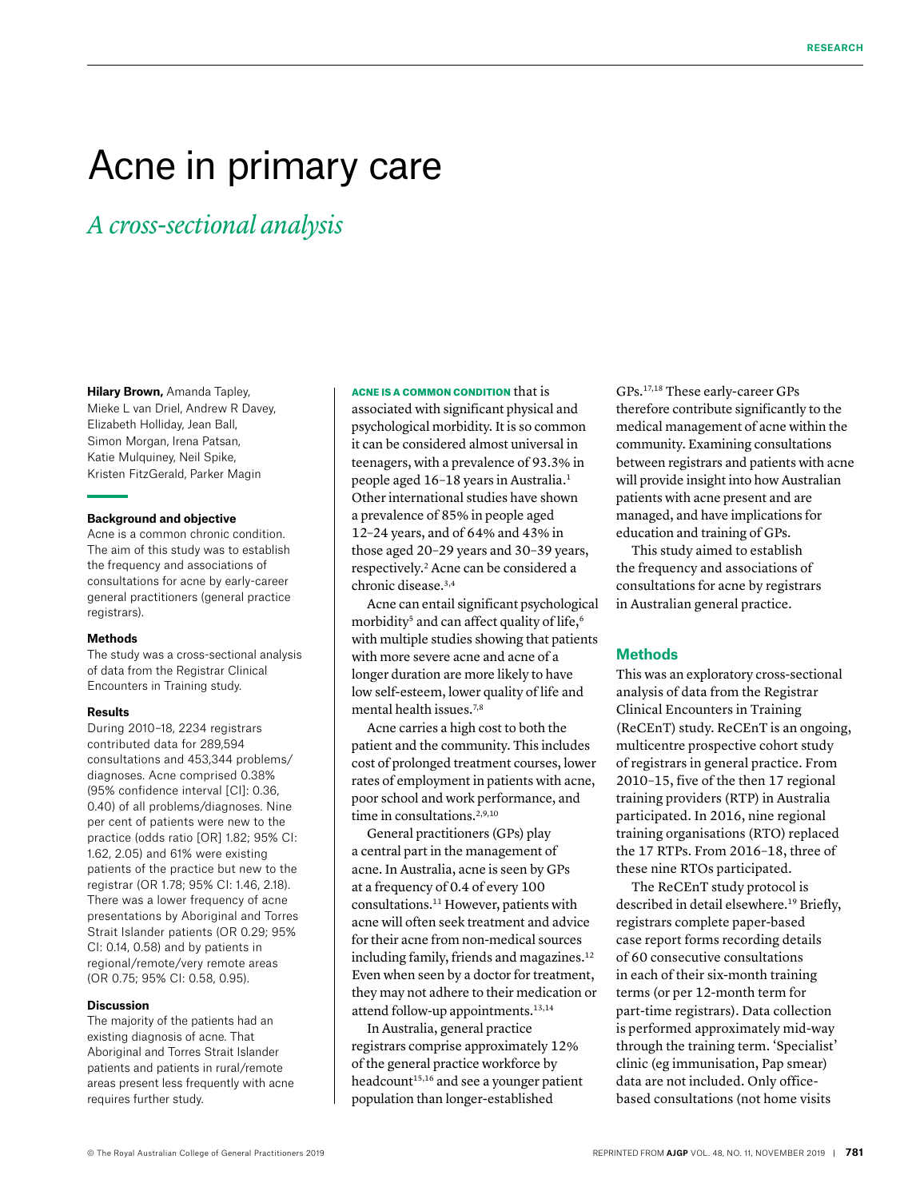# Acne in primary care

## *A cross-sectional analysis*

**Hilary Brown,** Amanda Tapley, Mieke L van Driel, Andrew R Davey, Elizabeth Holliday, Jean Ball, Simon Morgan, Irena Patsan, Katie Mulquiney, Neil Spike, Kristen FitzGerald, Parker Magin

### Background and objective

Acne is a common chronic condition. The aim of this study was to establish the frequency and associations of consultations for acne by early-career general practitioners (general practice registrars).

### Methods

The study was a cross-sectional analysis of data from the Registrar Clinical Encounters in Training study.

### Results

During 2010–18, 2234 registrars contributed data for 289,594 consultations and 453,344 problems/diagnoses. Acne comprised 0.38% (95% confidence interval [CI]: 0.36, 0.40) of all problems/diagnoses. Nine per cent of patients were new to the practice (odds ratio [OR] 1.82; 95% CI: 1.62, 2.05) and 61% were existing patients of the practice but new to the registrar (OR 1.78; 95% CI: 1.46, 2.18). There was a lower frequency of acne presentations by Aboriginal and Torres Strait Islander patients (OR 0.29; 95% CI: 0.14, 0.58) and by patients in regional/remote/very remote areas (OR 0.75; 95% CI: 0.58, 0.95).

### Discussion

The majority of the patients had an existing diagnosis of acne. That Aboriginal and Torres Strait Islander patients and patients in rural/remote areas present less frequently with acne requires further study.

**ACNE IS A COMMON CONDITION** that is associated with significant physical and psychological morbidity. It is so common it can be considered almost universal in teenagers, with a prevalence of 93.3% in people aged 16–18 years in Australia.[1] Other international studies have shown a prevalence of 85% in people aged 12–24 years, and of 64% and 43% in those aged 20–29 years and 30–39 years, respectively.[2] Acne can be considered a chronic disease.[3,4]

Acne can entail significant psychological morbidity[5] and can affect quality of life,[6] with multiple studies showing that patients with more severe acne and acne of a longer duration are more likely to have low self-esteem, lower quality of life and mental health issues.[7,8]

Acne carries a high cost to both the patient and the community. This includes cost of prolonged treatment courses, lower rates of employment in patients with acne, poor school and work performance, and time in consultations.[2,9,10]

General practitioners (GPs) play a central part in the management of acne. In Australia, acne is seen by GPs at a frequency of 0.4 of every 100 consultations.[11] However, patients with acne will often seek treatment and advice for their acne from non-medical sources including family, friends and magazines.[12] Even when seen by a doctor for treatment, they may not adhere to their medication or attend follow-up appointments.[13,14]

In Australia, general practice registrars comprise approximately 12% of the general practice workforce by headcount[15,16] and see a younger patient population than longer-established GPs.[17,18] These early-career GPs therefore contribute significantly to the medical management of acne within the community. Examining consultations between registrars and patients with acne will provide insight into how Australian patients with acne present and are managed, and have implications for education and training of GPs.

This study aimed to establish the frequency and associations of consultations for acne by registrars in Australian general practice.

## Methods

This was an exploratory cross-sectional analysis of data from the Registrar Clinical Encounters in Training (ReCEnT) study. ReCEnT is an ongoing, multicentre prospective cohort study of registrars in general practice. From 2010–15, five of the then 17 regional training providers (RTP) in Australia participated. In 2016, nine regional training organisations (RTO) replaced the 17 RTPs. From 2016–18, three of these nine RTOs participated.

The ReCEnT study protocol is described in detail elsewhere.[19] Briefly, registrars complete paper-based case report forms recording details of 60 consecutive consultations in each of their six-month training terms (or per 12-month term for part-time registrars). Data collection is performed approximately mid-way through the training term. 'Specialist' clinic (eg immunisation, Pap smear) data are not included. Only office-based consultations (not home visits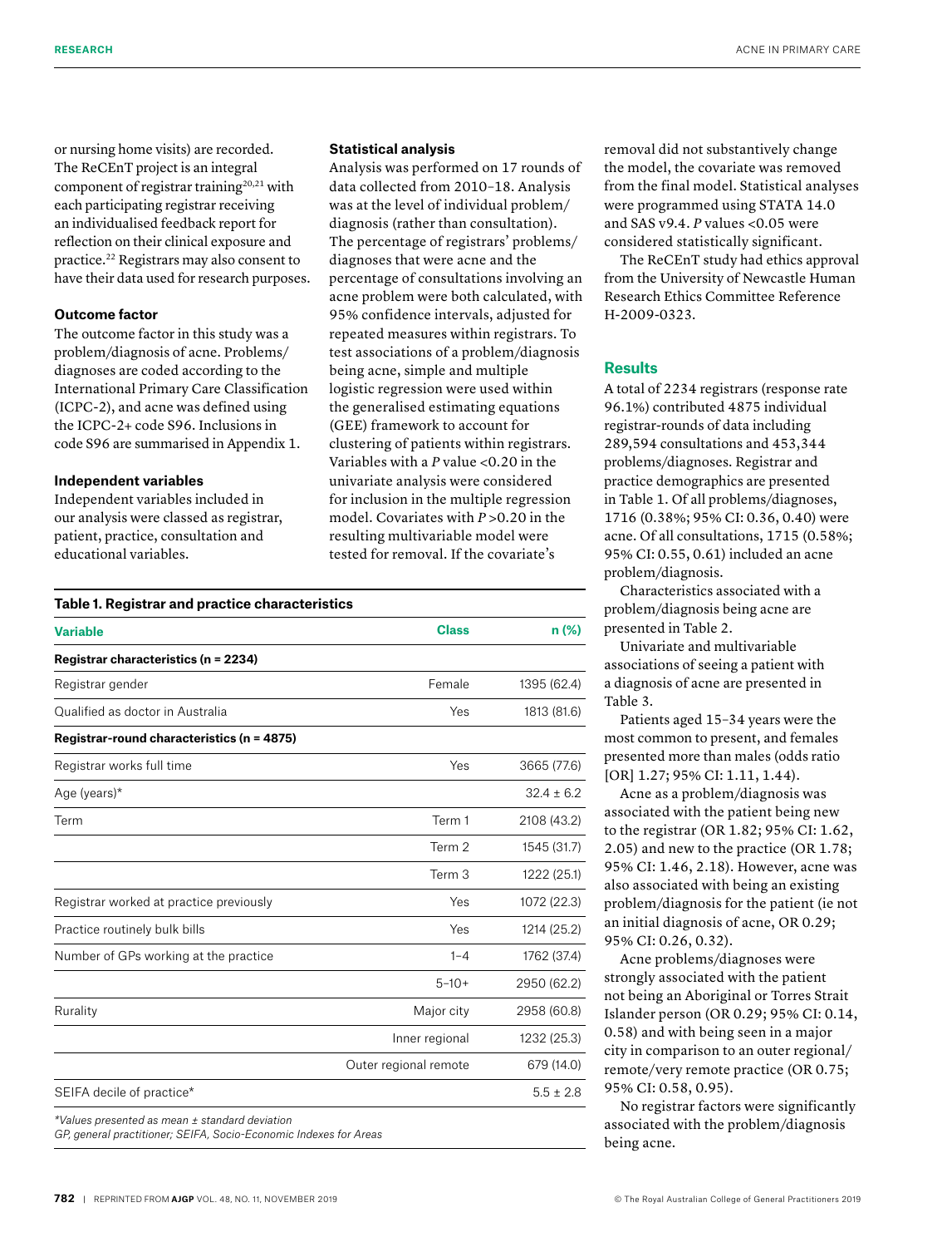or nursing home visits) are recorded. The ReCEnT project is an integral component of registrar training[20,21] with each participating registrar receiving an individualised feedback report for reflection on their clinical exposure and practice.[22] Registrars may also consent to have their data used for research purposes.

### Outcome factor

The outcome factor in this study was a problem/diagnosis of acne. Problems/diagnoses are coded according to the International Primary Care Classification (ICPC-2), and acne was defined using the ICPC-2+ code S96. Inclusions in code S96 are summarised in Appendix 1.

### Independent variables

Independent variables included in our analysis were classed as registrar, patient, practice, consultation and educational variables.

### Statistical analysis

Analysis was performed on 17 rounds of data collected from 2010–18. Analysis was at the level of individual problem/diagnosis (rather than consultation). The percentage of registrars' problems/diagnoses that were acne and the percentage of consultations involving an acne problem were both calculated, with 95% confidence intervals, adjusted for repeated measures within registrars. To test associations of a problem/diagnosis being acne, simple and multiple logistic regression were used within the generalised estimating equations (GEE) framework to account for clustering of patients within registrars. Variables with a *P* value <0.20 in the univariate analysis were considered for inclusion in the multiple regression model. Covariates with *P* >0.20 in the resulting multivariable model were tested for removal. If the covariate's removal did not substantively change the model, the covariate was removed from the final model. Statistical analyses were programmed using STATA 14.0 and SAS v9.4. *P* values <0.05 were considered statistically significant.

The ReCEnT study had ethics approval from the University of Newcastle Human Research Ethics Committee Reference H-2009-0323.

**Table 1. Registrar and practice characteristics**

| Variable | Class | n (%) |
|---|---|---|
| **Registrar characteristics (n = 2234)** | | |
| Registrar gender | Female | 1395 (62.4) |
| Qualified as doctor in Australia | Yes | 1813 (81.6) |
| **Registrar-round characteristics (n = 4875)** | | |
| Registrar works full time | Yes | 3665 (77.6) |
| Age (years)* | | 32.4 ± 6.2 |
| Term | Term 1 | 2108 (43.2) |
| | Term 2 | 1545 (31.7) |
| | Term 3 | 1222 (25.1) |
| Registrar worked at practice previously | Yes | 1072 (22.3) |
| Practice routinely bulk bills | Yes | 1214 (25.2) |
| Number of GPs working at the practice | 1–4 | 1762 (37.4) |
| | 5–10+ | 2950 (62.2) |
| Rurality | Major city | 2958 (60.8) |
| | Inner regional | 1232 (25.3) |
| | Outer regional remote | 679 (14.0) |
| SEIFA decile of practice* | | 5.5 ± 2.8 |

*\*Values presented as mean ± standard deviation*
*GP, general practitioner; SEIFA, Socio-Economic Indexes for Areas*

## Results

A total of 2234 registrars (response rate 96.1%) contributed 4875 individual registrar-rounds of data including 289,594 consultations and 453,344 problems/diagnoses. Registrar and practice demographics are presented in Table 1. Of all problems/diagnoses, 1716 (0.38%; 95% CI: 0.36, 0.40) were acne. Of all consultations, 1715 (0.58%; 95% CI: 0.55, 0.61) included an acne problem/diagnosis.

Characteristics associated with a problem/diagnosis being acne are presented in Table 2.

Univariate and multivariable associations of seeing a patient with a diagnosis of acne are presented in Table 3.

Patients aged 15–34 years were the most common to present, and females presented more than males (odds ratio [OR] 1.27; 95% CI: 1.11, 1.44).

Acne as a problem/diagnosis was associated with the patient being new to the registrar (OR 1.82; 95% CI: 1.62, 2.05) and new to the practice (OR 1.78; 95% CI: 1.46, 2.18). However, acne was also associated with being an existing problem/diagnosis for the patient (ie not an initial diagnosis of acne, OR 0.29; 95% CI: 0.26, 0.32).

Acne problems/diagnoses were strongly associated with the patient not being an Aboriginal or Torres Strait Islander person (OR 0.29; 95% CI: 0.14, 0.58) and with being seen in a major city in comparison to an outer regional/remote/very remote practice (OR 0.75; 95% CI: 0.58, 0.95).

No registrar factors were significantly associated with the problem/diagnosis being acne.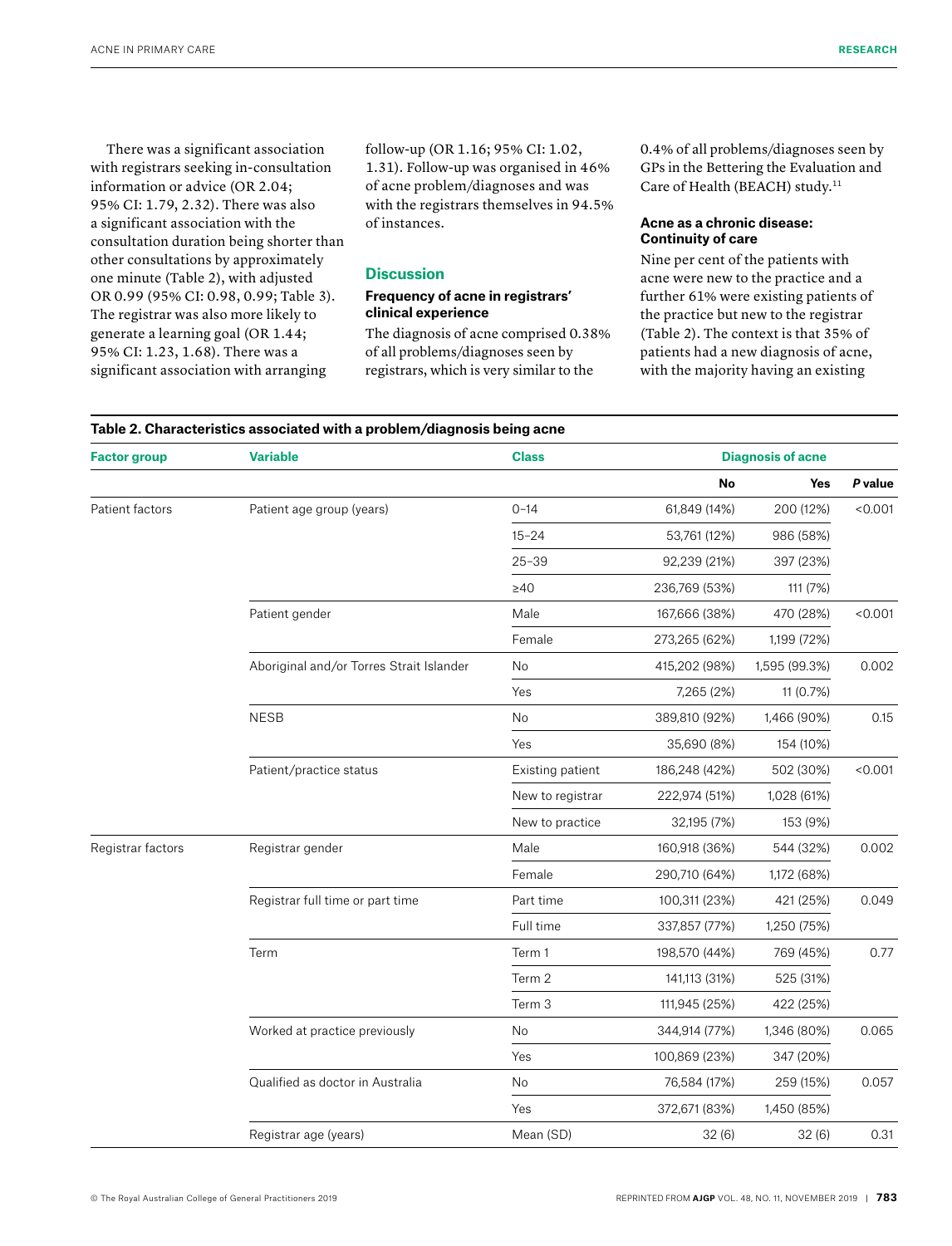There was a significant association with registrars seeking in-consultation information or advice (OR 2.04; 95% CI: 1.79, 2.32). There was also a significant association with the consultation duration being shorter than other consultations by approximately one minute (Table 2), with adjusted OR 0.99 (95% CI: 0.98, 0.99; Table 3). The registrar was also more likely to generate a learning goal (OR 1.44; 95% CI: 1.23, 1.68). There was a significant association with arranging follow-up (OR 1.16; 95% CI: 1.02, 1.31). Follow-up was organised in 46% of acne problem/diagnoses and was with the registrars themselves in 94.5% of instances.

## Discussion

### Frequency of acne in registrars' clinical experience

The diagnosis of acne comprised 0.38% of all problems/diagnoses seen by registrars, which is very similar to the 0.4% of all problems/diagnoses seen by GPs in the Bettering the Evaluation and Care of Health (BEACH) study.[11]

### Acne as a chronic disease: Continuity of care

Nine per cent of the patients with acne were new to the practice and a further 61% were existing patients of the practice but new to the registrar (Table 2). The context is that 35% of patients had a new diagnosis of acne, with the majority having an existing

**Table 2. Characteristics associated with a problem/diagnosis being acne**

| Factor group | Variable | Class | Diagnosis of acne | | |
|---|---|---|---|---|---|
| | | | **No** | **Yes** | ***P* value** |
| Patient factors | Patient age group (years) | 0–14 | 61,849 (14%) | 200 (12%) | <0.001 |
| | | 15–24 | 53,761 (12%) | 986 (58%) | |
| | | 25–39 | 92,239 (21%) | 397 (23%) | |
| | | ≥40 | 236,769 (53%) | 111 (7%) | |
| | Patient gender | Male | 167,666 (38%) | 470 (28%) | <0.001 |
| | | Female | 273,265 (62%) | 1,199 (72%) | |
| | Aboriginal and/or Torres Strait Islander | No | 415,202 (98%) | 1,595 (99.3%) | 0.002 |
| | | Yes | 7,265 (2%) | 11 (0.7%) | |
| | NESB | No | 389,810 (92%) | 1,466 (90%) | 0.15 |
| | | Yes | 35,690 (8%) | 154 (10%) | |
| | Patient/practice status | Existing patient | 186,248 (42%) | 502 (30%) | <0.001 |
| | | New to registrar | 222,974 (51%) | 1,028 (61%) | |
| | | New to practice | 32,195 (7%) | 153 (9%) | |
| Registrar factors | Registrar gender | Male | 160,918 (36%) | 544 (32%) | 0.002 |
| | | Female | 290,710 (64%) | 1,172 (68%) | |
| | Registrar full time or part time | Part time | 100,311 (23%) | 421 (25%) | 0.049 |
| | | Full time | 337,857 (77%) | 1,250 (75%) | |
| | Term | Term 1 | 198,570 (44%) | 769 (45%) | 0.77 |
| | | Term 2 | 141,113 (31%) | 525 (31%) | |
| | | Term 3 | 111,945 (25%) | 422 (25%) | |
| | Worked at practice previously | No | 344,914 (77%) | 1,346 (80%) | 0.065 |
| | | Yes | 100,869 (23%) | 347 (20%) | |
| | Qualified as doctor in Australia | No | 76,584 (17%) | 259 (15%) | 0.057 |
| | | Yes | 372,671 (83%) | 1,450 (85%) | |
| | Registrar age (years) | Mean (SD) | 32 (6) | 32 (6) | 0.31 |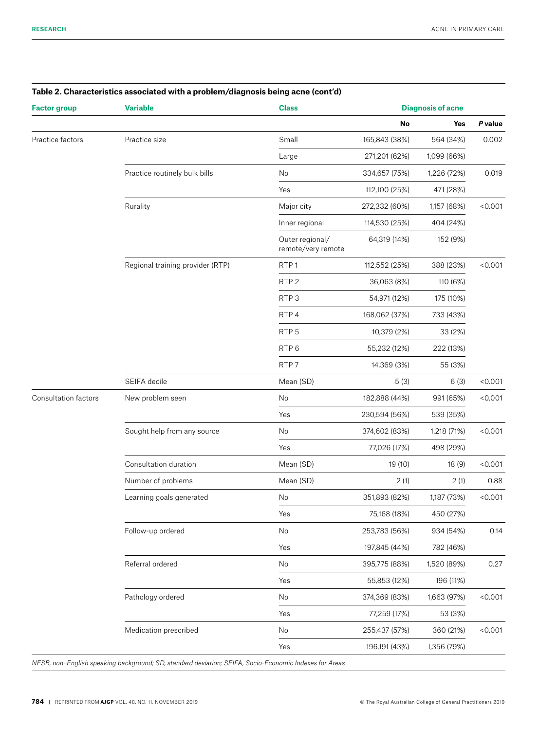**Table 2. Characteristics associated with a problem/diagnosis being acne (cont'd)**

| Factor group | Variable | Class | Diagnosis of acne | | |
|---|---|---|---|---|---|
| | | | No | Yes | *P* value |
| Practice factors | Practice size | Small | 165,843 (38%) | 564 (34%) | 0.002 |
| | | Large | 271,201 (62%) | 1,099 (66%) | |
| | Practice routinely bulk bills | No | 334,657 (75%) | 1,226 (72%) | 0.019 |
| | | Yes | 112,100 (25%) | 471 (28%) | |
| | Rurality | Major city | 272,332 (60%) | 1,157 (68%) | <0.001 |
| | | Inner regional | 114,530 (25%) | 404 (24%) | |
| | | Outer regional/ remote/very remote | 64,319 (14%) | 152 (9%) | |
| | Regional training provider (RTP) | RTP 1 | 112,552 (25%) | 388 (23%) | <0.001 |
| | | RTP 2 | 36,063 (8%) | 110 (6%) | |
| | | RTP 3 | 54,971 (12%) | 175 (10%) | |
| | | RTP 4 | 168,062 (37%) | 733 (43%) | |
| | | RTP 5 | 10,379 (2%) | 33 (2%) | |
| | | RTP 6 | 55,232 (12%) | 222 (13%) | |
| | | RTP 7 | 14,369 (3%) | 55 (3%) | |
| | SEIFA decile | Mean (SD) | 5 (3) | 6 (3) | <0.001 |
| Consultation factors | New problem seen | No | 182,888 (44%) | 991 (65%) | <0.001 |
| | | Yes | 230,594 (56%) | 539 (35%) | |
| | Sought help from any source | No | 374,602 (83%) | 1,218 (71%) | <0.001 |
| | | Yes | 77,026 (17%) | 498 (29%) | |
| | Consultation duration | Mean (SD) | 19 (10) | 18 (9) | <0.001 |
| | Number of problems | Mean (SD) | 2 (1) | 2 (1) | 0.88 |
| | Learning goals generated | No | 351,893 (82%) | 1,187 (73%) | <0.001 |
| | | Yes | 75,168 (18%) | 450 (27%) | |
| | Follow-up ordered | No | 253,783 (56%) | 934 (54%) | 0.14 |
| | | Yes | 197,845 (44%) | 782 (46%) | |
| | Referral ordered | No | 395,775 (88%) | 1,520 (89%) | 0.27 |
| | | Yes | 55,853 (12%) | 196 (11%) | |
| | Pathology ordered | No | 374,369 (83%) | 1,663 (97%) | <0.001 |
| | | Yes | 77,259 (17%) | 53 (3%) | |
| | Medication prescribed | No | 255,437 (57%) | 360 (21%) | <0.001 |
| | | Yes | 196,191 (43%) | 1,356 (79%) | |

*NESB, non–English speaking background; SD, standard deviation; SEIFA, Socio-Economic Indexes for Areas*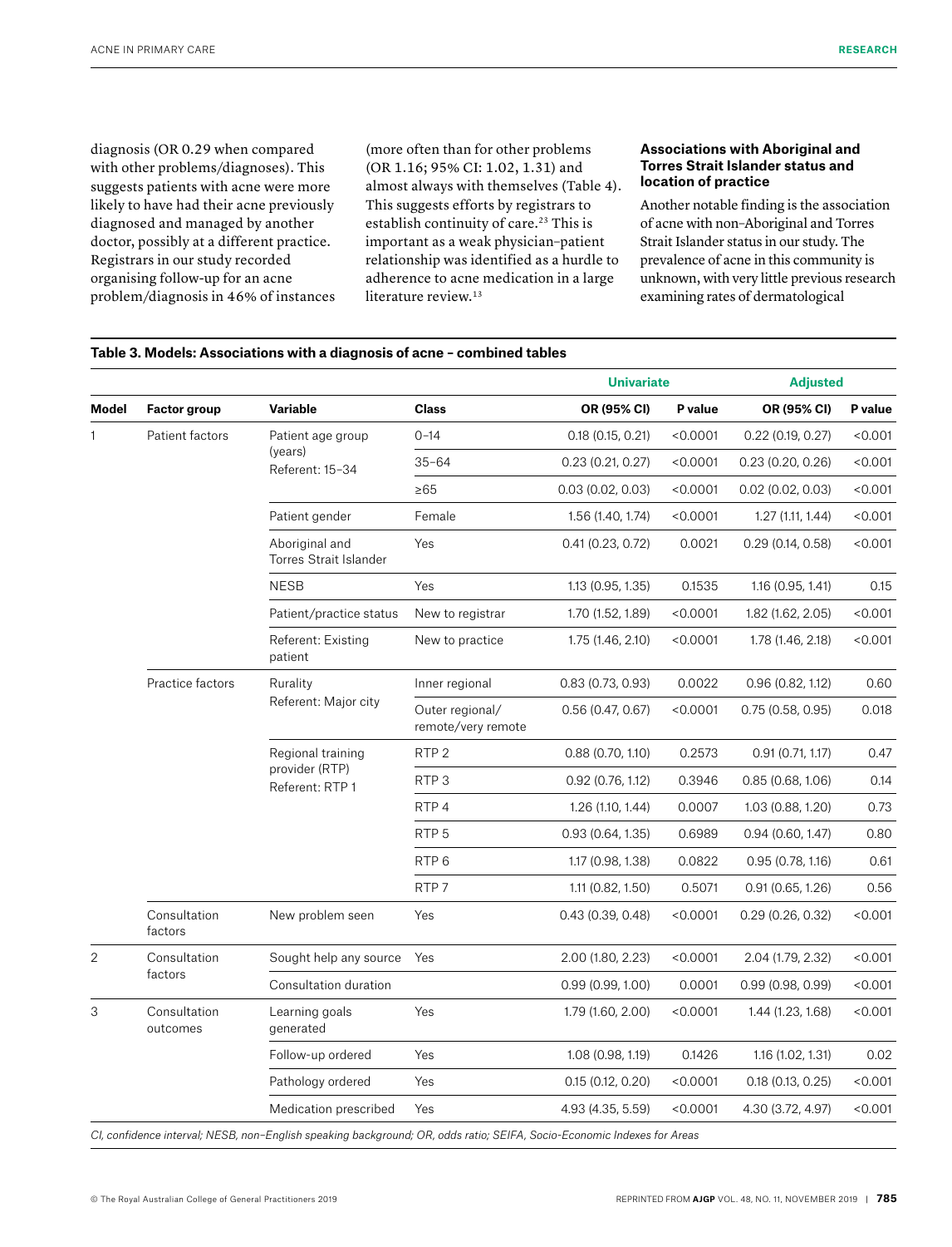diagnosis (OR 0.29 when compared with other problems/diagnoses). This suggests patients with acne were more likely to have had their acne previously diagnosed and managed by another doctor, possibly at a different practice. Registrars in our study recorded organising follow-up for an acne problem/diagnosis in 46% of instances (more often than for other problems (OR 1.16; 95% CI: 1.02, 1.31) and almost always with themselves (Table 4). This suggests efforts by registrars to establish continuity of care.[23] This is important as a weak physician–patient relationship was identified as a hurdle to adherence to acne medication in a large literature review.[13]

### Associations with Aboriginal and Torres Strait Islander status and location of practice

Another notable finding is the association of acne with non–Aboriginal and Torres Strait Islander status in our study. The prevalence of acne in this community is unknown, with very little previous research examining rates of dermatological

**Table 3. Models: Associations with a diagnosis of acne – combined tables**

| | | | | Univariate | | Adjusted | |
|---|---|---|---|---|---|---|---|
| **Model** | **Factor group** | **Variable** | **Class** | **OR (95% CI)** | **P value** | **OR (95% CI)** | **P value** |
| 1 | Patient factors | Patient age group (years) Referent: 15–34 | 0–14 | 0.18 (0.15, 0.21) | <0.0001 | 0.22 (0.19, 0.27) | <0.001 |
| | | | 35–64 | 0.23 (0.21, 0.27) | <0.0001 | 0.23 (0.20, 0.26) | <0.001 |
| | | | ≥65 | 0.03 (0.02, 0.03) | <0.0001 | 0.02 (0.02, 0.03) | <0.001 |
| | | Patient gender | Female | 1.56 (1.40, 1.74) | <0.0001 | 1.27 (1.11, 1.44) | <0.001 |
| | | Aboriginal and Torres Strait Islander | Yes | 0.41 (0.23, 0.72) | 0.0021 | 0.29 (0.14, 0.58) | <0.001 |
| | | NESB | Yes | 1.13 (0.95, 1.35) | 0.1535 | 1.16 (0.95, 1.41) | 0.15 |
| | | Patient/practice status | New to registrar | 1.70 (1.52, 1.89) | <0.0001 | 1.82 (1.62, 2.05) | <0.001 |
| | | Referent: Existing patient | New to practice | 1.75 (1.46, 2.10) | <0.0001 | 1.78 (1.46, 2.18) | <0.001 |
| | Practice factors | Rurality Referent: Major city | Inner regional | 0.83 (0.73, 0.93) | 0.0022 | 0.96 (0.82, 1.12) | 0.60 |
| | | | Outer regional/ remote/very remote | 0.56 (0.47, 0.67) | <0.0001 | 0.75 (0.58, 0.95) | 0.018 |
| | | Regional training provider (RTP) Referent: RTP 1 | RTP 2 | 0.88 (0.70, 1.10) | 0.2573 | 0.91 (0.71, 1.17) | 0.47 |
| | | | RTP 3 | 0.92 (0.76, 1.12) | 0.3946 | 0.85 (0.68, 1.06) | 0.14 |
| | | | RTP 4 | 1.26 (1.10, 1.44) | 0.0007 | 1.03 (0.88, 1.20) | 0.73 |
| | | | RTP 5 | 0.93 (0.64, 1.35) | 0.6989 | 0.94 (0.60, 1.47) | 0.80 |
| | | | RTP 6 | 1.17 (0.98, 1.38) | 0.0822 | 0.95 (0.78, 1.16) | 0.61 |
| | | | RTP 7 | 1.11 (0.82, 1.50) | 0.5071 | 0.91 (0.65, 1.26) | 0.56 |
| | Consultation factors | New problem seen | Yes | 0.43 (0.39, 0.48) | <0.0001 | 0.29 (0.26, 0.32) | <0.001 |
| 2 | Consultation factors | Sought help any source | Yes | 2.00 (1.80, 2.23) | <0.0001 | 2.04 (1.79, 2.32) | <0.001 |
| | | Consultation duration | | 0.99 (0.99, 1.00) | 0.0001 | 0.99 (0.98, 0.99) | <0.001 |
| 3 | Consultation outcomes | Learning goals generated | Yes | 1.79 (1.60, 2.00) | <0.0001 | 1.44 (1.23, 1.68) | <0.001 |
| | | Follow-up ordered | Yes | 1.08 (0.98, 1.19) | 0.1426 | 1.16 (1.02, 1.31) | 0.02 |
| | | Pathology ordered | Yes | 0.15 (0.12, 0.20) | <0.0001 | 0.18 (0.13, 0.25) | <0.001 |
| | | Medication prescribed | Yes | 4.93 (4.35, 5.59) | <0.0001 | 4.30 (3.72, 4.97) | <0.001 |

*CI, confidence interval; NESB, non–English speaking background; OR, odds ratio; SEIFA, Socio-Economic Indexes for Areas*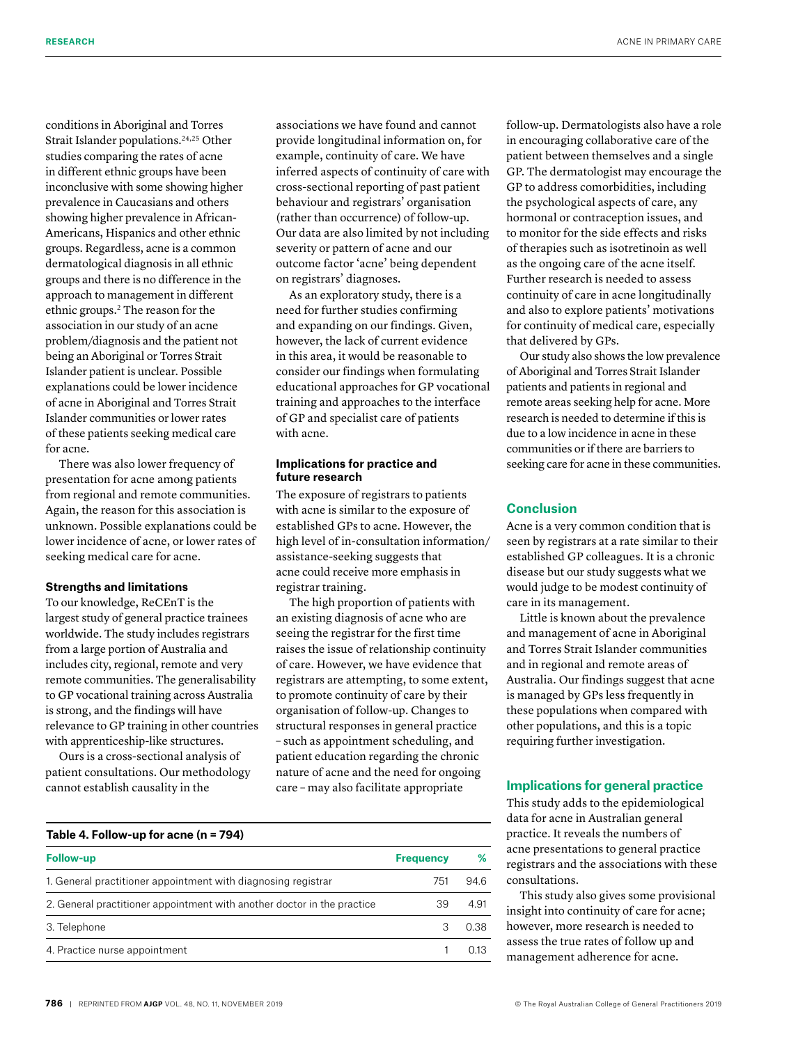conditions in Aboriginal and Torres Strait Islander populations.[24,25] Other studies comparing the rates of acne in different ethnic groups have been inconclusive with some showing higher prevalence in Caucasians and others showing higher prevalence in African-Americans, Hispanics and other ethnic groups. Regardless, acne is a common dermatological diagnosis in all ethnic groups and there is no difference in the approach to management in different ethnic groups.[2] The reason for the association in our study of an acne problem/diagnosis and the patient not being an Aboriginal or Torres Strait Islander patient is unclear. Possible explanations could be lower incidence of acne in Aboriginal and Torres Strait Islander communities or lower rates of these patients seeking medical care for acne.

There was also lower frequency of presentation for acne among patients from regional and remote communities. Again, the reason for this association is unknown. Possible explanations could be lower incidence of acne, or lower rates of seeking medical care for acne.

### Strengths and limitations

To our knowledge, ReCEnT is the largest study of general practice trainees worldwide. The study includes registrars from a large portion of Australia and includes city, regional, remote and very remote communities. The generalisability to GP vocational training across Australia is strong, and the findings will have relevance to GP training in other countries with apprenticeship-like structures.

Ours is a cross-sectional analysis of patient consultations. Our methodology cannot establish causality in the associations we have found and cannot provide longitudinal information on, for example, continuity of care. We have inferred aspects of continuity of care with cross-sectional reporting of past patient behaviour and registrars' organisation (rather than occurrence) of follow-up. Our data are also limited by not including severity or pattern of acne and our outcome factor 'acne' being dependent on registrars' diagnoses.

As an exploratory study, there is a need for further studies confirming and expanding on our findings. Given, however, the lack of current evidence in this area, it would be reasonable to consider our findings when formulating educational approaches for GP vocational training and approaches to the interface of GP and specialist care of patients with acne.

### Implications for practice and future research

The exposure of registrars to patients with acne is similar to the exposure of established GPs to acne. However, the high level of in-consultation information/assistance-seeking suggests that acne could receive more emphasis in registrar training.

The high proportion of patients with an existing diagnosis of acne who are seeing the registrar for the first time raises the issue of relationship continuity of care. However, we have evidence that registrars are attempting, to some extent, to promote continuity of care by their organisation of follow-up. Changes to structural responses in general practice – such as appointment scheduling, and patient education regarding the chronic nature of acne and the need for ongoing care – may also facilitate appropriate follow-up. Dermatologists also have a role in encouraging collaborative care of the patient between themselves and a single GP. The dermatologist may encourage the GP to address comorbidities, including the psychological aspects of care, any hormonal or contraception issues, and to monitor for the side effects and risks of therapies such as isotretinoin as well as the ongoing care of the acne itself. Further research is needed to assess continuity of care in acne longitudinally and also to explore patients' motivations for continuity of medical care, especially that delivered by GPs.

Our study also shows the low prevalence of Aboriginal and Torres Strait Islander patients and patients in regional and remote areas seeking help for acne. More research is needed to determine if this is due to a low incidence in acne in these communities or if there are barriers to seeking care for acne in these communities.

**Table 4. Follow-up for acne (n = 794)**

| Follow-up | Frequency | % |
|---|---|---|
| 1. General practitioner appointment with diagnosing registrar | 751 | 94.6 |
| 2. General practitioner appointment with another doctor in the practice | 39 | 4.91 |
| 3. Telephone | 3 | 0.38 |
| 4. Practice nurse appointment | 1 | 0.13 |

## Conclusion

Acne is a very common condition that is seen by registrars at a rate similar to their established GP colleagues. It is a chronic disease but our study suggests what we would judge to be modest continuity of care in its management.

Little is known about the prevalence and management of acne in Aboriginal and Torres Strait Islander communities and in regional and remote areas of Australia. Our findings suggest that acne is managed by GPs less frequently in these populations when compared with other populations, and this is a topic requiring further investigation.

## Implications for general practice

This study adds to the epidemiological data for acne in Australian general practice. It reveals the numbers of acne presentations to general practice registrars and the associations with these consultations.

This study also gives some provisional insight into continuity of care for acne; however, more research is needed to assess the true rates of follow up and management adherence for acne.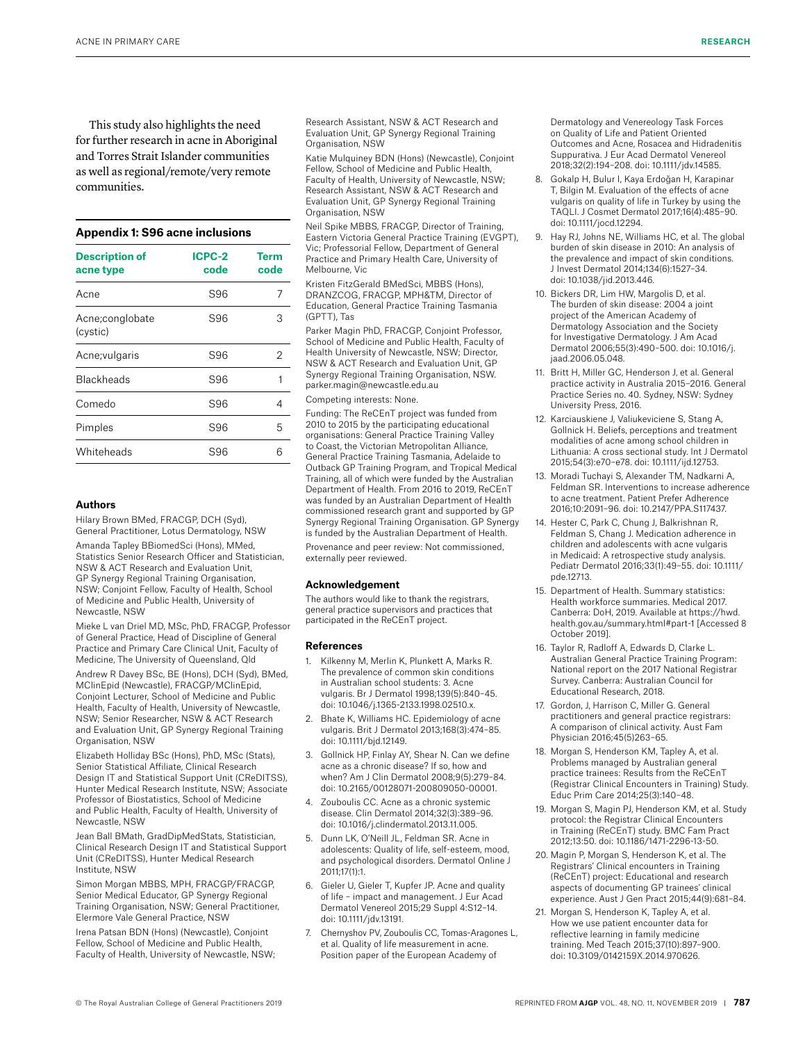This study also highlights the need for further research in acne in Aboriginal and Torres Strait Islander communities as well as regional/remote/very remote communities.

## Appendix 1: S96 acne inclusions

| Description of acne type | ICPC-2 code | Term code |
|---|---|---|
| Acne | S96 | 7 |
| Acne;conglobate (cystic) | S96 | 3 |
| Acne;vulgaris | S96 | 2 |
| Blackheads | S96 | 1 |
| Comedo | S96 | 4 |
| Pimples | S96 | 5 |
| Whiteheads | S96 | 6 |

### Authors

Hilary Brown BMed, FRACGP, DCH (Syd), General Practitioner, Lotus Dermatology, NSW

Amanda Tapley BBiomedSci (Hons), MMed, Statistics Senior Research Officer and Statistician, NSW & ACT Research and Evaluation Unit, GP Synergy Regional Training Organisation, NSW; Conjoint Fellow, Faculty of Health, School of Medicine and Public Health, University of Newcastle, NSW

Mieke L van Driel MD, MSc, PhD, FRACGP, Professor of General Practice, Head of Discipline of General Practice and Primary Care Clinical Unit, Faculty of Medicine, The University of Queensland, Qld

Andrew R Davey BSc, BE (Hons), DCH (Syd), BMed, MClinEpid (Newcastle), FRACGP/MClinEpid, Conjoint Lecturer, School of Medicine and Public Health, Faculty of Health, University of Newcastle, NSW; Senior Researcher, NSW & ACT Research and Evaluation Unit, GP Synergy Regional Training Organisation, NSW

Elizabeth Holliday BSc (Hons), PhD, MSc (Stats), Senior Statistical Affiliate, Clinical Research Design IT and Statistical Support Unit (CReDITSS), Hunter Medical Research Institute, NSW; Associate Professor of Biostatistics, School of Medicine and Public Health, Faculty of Health, University of Newcastle, NSW

Jean Ball BMath, GradDipMedStats, Statistician, Clinical Research Design IT and Statistical Support Unit (CReDITSS), Hunter Medical Research Institute, NSW

Simon Morgan MBBS, MPH, FRACGP/FRACGP, Senior Medical Educator, GP Synergy Regional Training Organisation, NSW; General Practitioner, Elermore Vale General Practice, NSW

Irena Patsan BDN (Hons) (Newcastle), Conjoint Fellow, School of Medicine and Public Health, Faculty of Health, University of Newcastle, NSW; Research Assistant, NSW & ACT Research and Evaluation Unit, GP Synergy Regional Training Organisation, NSW

Katie Mulquiney BDN (Hons) (Newcastle), Conjoint Fellow, School of Medicine and Public Health, Faculty of Health, University of Newcastle, NSW; Research Assistant, NSW & ACT Research and Evaluation Unit, GP Synergy Regional Training Organisation, NSW

Neil Spike MBBS, FRACGP, Director of Training, Eastern Victoria General Practice Training (EVGPT), Vic; Professorial Fellow, Department of General Practice and Primary Health Care, University of Melbourne, Vic

Kristen FitzGerald BMedSci, MBBS (Hons), DRANZCOG, FRACGP, MPH&TM, Director of Education, General Practice Training Tasmania (GPTT), Tas

Parker Magin PhD, FRACGP, Conjoint Professor, School of Medicine and Public Health, Faculty of Health University of Newcastle, NSW; Director, NSW & ACT Research and Evaluation Unit, GP Synergy Regional Training Organisation, NSW. parker.magin@newcastle.edu.au

Competing interests: None.

Funding: The ReCEnT project was funded from 2010 to 2015 by the participating educational organisations: General Practice Training Valley to Coast, the Victorian Metropolitan Alliance, General Practice Training Tasmania, Adelaide to Outback GP Training Program, and Tropical Medical Training, all of which were funded by the Australian Department of Health. From 2016 to 2019, ReCEnT was funded by an Australian Department of Health commissioned research grant and supported by GP Synergy Regional Training Organisation. GP Synergy is funded by the Australian Department of Health.

Provenance and peer review: Not commissioned, externally peer reviewed.

### Acknowledgement

The authors would like to thank the registrars, general practice supervisors and practices that participated in the ReCEnT project.

### References

1. Kilkenny M, Merlin K, Plunkett A, Marks R. The prevalence of common skin conditions in Australian school students: 3. Acne vulgaris. Br J Dermatol 1998;139(5):840–45. doi: 10.1046/j.1365-2133.1998.02510.x.
2. Bhate K, Williams HC. Epidemiology of acne vulgaris. Brit J Dermatol 2013;168(3):474–85. doi: 10.1111/bjd.12149.
3. Gollnick HP, Finlay AY, Shear N. Can we define acne as a chronic disease? If so, how and when? Am J Clin Dermatol 2008;9(5):279–84. doi: 10.2165/00128071-200809050-00001.
4. Zouboulis CC. Acne as a chronic systemic disease. Clin Dermatol 2014;32(3):389–96. doi: 10.1016/j.clindermatol.2013.11.005.
5. Dunn LK, O'Neill JL, Feldman SR. Acne in adolescents: Quality of life, self-esteem, mood, and psychological disorders. Dermatol Online J 2011;17(1):1.
6. Gieler U, Gieler T, Kupfer JP. Acne and quality of life – impact and management. J Eur Acad Dermatol Venereol 2015;29 Suppl 4:S12–14. doi: 10.1111/jdv.13191.
7. Chernyshov PV, Zouboulis CC, Tomas-Aragones L, et al. Quality of life measurement in acne. Position paper of the European Academy of Dermatology and Venereology Task Forces on Quality of Life and Patient Oriented Outcomes and Acne, Rosacea and Hidradenitis Suppurativa. J Eur Acad Dermatol Venereol 2018;32(2):194–208. doi: 10.1111/jdv.14585.
8. Gokalp H, Bulur I, Kaya Erdoğan H, Karapinar T, Bilgin M. Evaluation of the effects of acne vulgaris on quality of life in Turkey by using the TAQLI. J Cosmet Dermatol 2017;16(4):485–90. doi: 10.1111/jocd.12294.
9. Hay RJ, Johns NE, Williams HC, et al. The global burden of skin disease in 2010: An analysis of the prevalence and impact of skin conditions. J Invest Dermatol 2014;134(6):1527–34. doi: 10.1038/jid.2013.446.
10. Bickers DR, Lim HW, Margolis D, et al. The burden of skin disease: 2004 a joint project of the American Academy of Dermatology Association and the Society for Investigative Dermatology. J Am Acad Dermatol 2006;55(3):490–500. doi: 10.1016/j.jaad.2006.05.048.
11. Britt H, Miller GC, Henderson J, et al. General practice activity in Australia 2015–2016. General Practice Series no. 40. Sydney, NSW: Sydney University Press, 2016.
12. Karciauskiene J, Valiukeviciene S, Stang A, Gollnick H. Beliefs, perceptions and treatment modalities of acne among school children in Lithuania: A cross sectional study. Int J Dermatol 2015;54(3):e70–e78. doi: 10.1111/ijd.12753.
13. Moradi Tuchayi S, Alexander TM, Nadkarni A, Feldman SR. Interventions to increase adherence to acne treatment. Patient Prefer Adherence 2016;10:2091–96. doi: 10.2147/PPA.S117437.
14. Hester C, Park C, Chung J, Balkrishnan R, Feldman S, Chang J. Medication adherence in children and adolescents with acne vulgaris in Medicaid: A retrospective study analysis. Pediatr Dermatol 2016;33(1):49–55. doi: 10.1111/pde.12713.
15. Department of Health. Summary statistics: Health workforce summaries. Medical 2017. Canberra: DoH, 2019. Available at https://hwd.health.gov.au/summary.html#part-1 [Accessed 8 October 2019].
16. Taylor R, Radloff A, Edwards D, Clarke L. Australian General Practice Training Program: National report on the 2017 National Registrar Survey. Canberra: Australian Council for Educational Research, 2018.
17. Gordon, J, Harrison C, Miller G. General practitioners and general practice registrars: A comparison of clinical activity. Aust Fam Physician 2016;45(5)263–65.
18. Morgan S, Henderson KM, Tapley A, et al. Problems managed by Australian general practice trainees: Results from the ReCEnT (Registrar Clinical Encounters in Training) Study. Educ Prim Care 2014;25(3):140–48.
19. Morgan S, Magin PJ, Henderson KM, et al. Study protocol: the Registrar Clinical Encounters in Training (ReCEnT) study. BMC Fam Pract 2012;13:50. doi: 10.1186/1471-2296-13-50.
20. Magin P, Morgan S, Henderson K, et al. The Registrars' Clinical encounters in Training (ReCEnT) project: Educational and research aspects of documenting GP trainees' clinical experience. Aust J Gen Pract 2015;44(9):681–84.
21. Morgan S, Henderson K, Tapley A, et al. How we use patient encounter data for reflective learning in family medicine training. Med Teach 2015;37(10):897–900. doi: 10.3109/0142159X.2014.970626.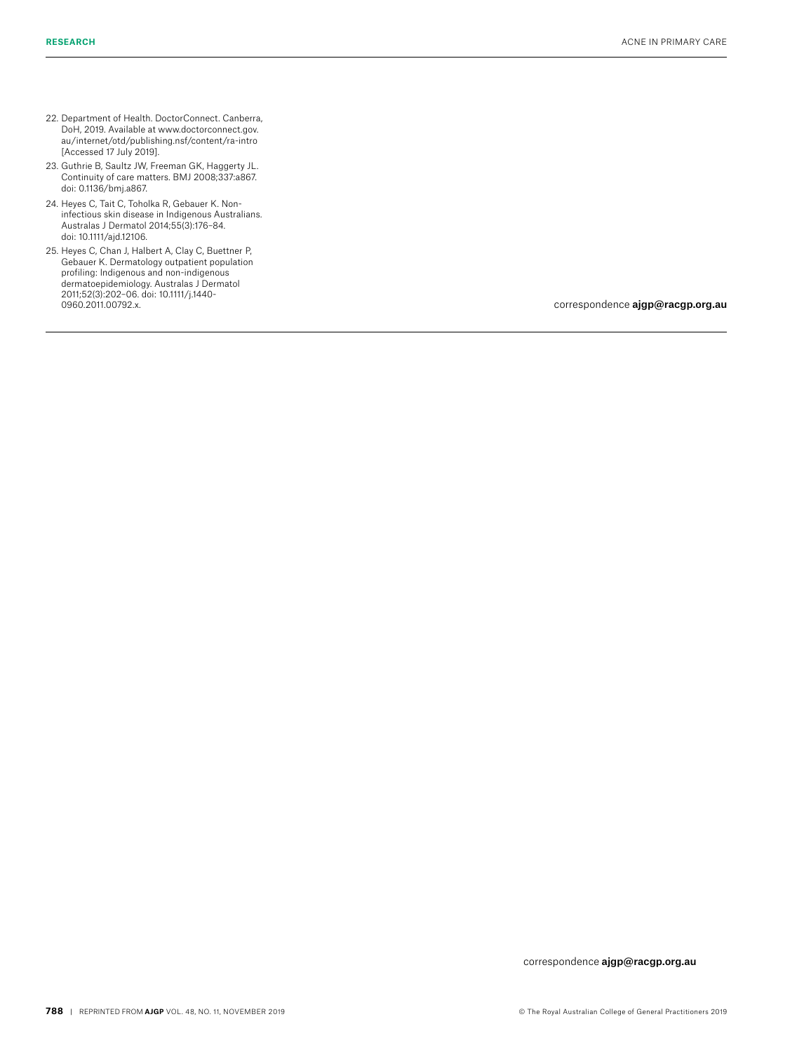22. Department of Health. DoctorConnect. Canberra, DoH, 2019. Available at www.doctorconnect.gov.au/internet/otd/publishing.nsf/content/ra-intro [Accessed 17 July 2019].
23. Guthrie B, Saultz JW, Freeman GK, Haggerty JL. Continuity of care matters. BMJ 2008;337:a867. doi: 0.1136/bmj.a867.
24. Heyes C, Tait C, Toholka R, Gebauer K. Non-infectious skin disease in Indigenous Australians. Australas J Dermatol 2014;55(3):176–84. doi: 10.1111/ajd.12106.
25. Heyes C, Chan J, Halbert A, Clay C, Buettner P, Gebauer K. Dermatology outpatient population profiling: Indigenous and non-indigenous dermatoepidemiology. Australas J Dermatol 2011;52(3):202–06. doi: 10.1111/j.1440-0960.2011.00792.x.

correspondence **ajgp@racgp.org.au**

correspondence **ajgp@racgp.org.au**